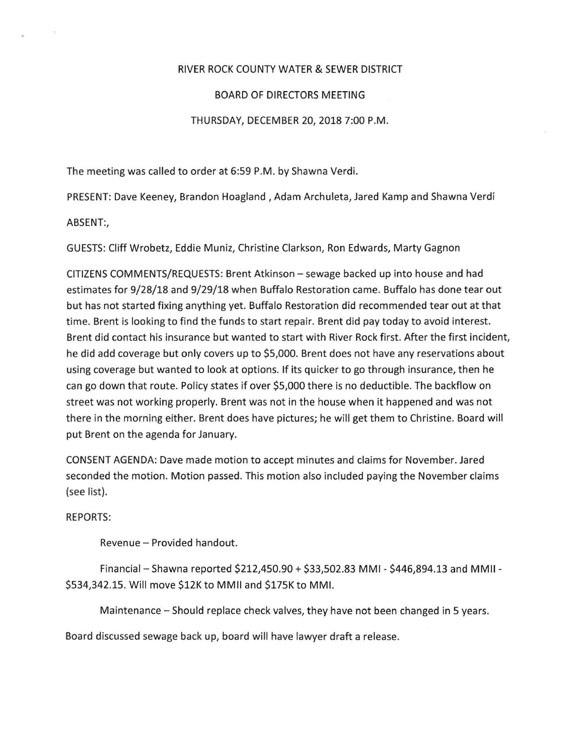RIVER ROCK COUNTY WATER & SEWER DISTRICT

BOARD OF DIRECTORS MEETING

THURSDAY, DECEMBER 20, 2018 7:00 P.M.

The meeting was called to order at 6:59 P.M. by Shawna Verdi.

PRESENT: Dave Keeney, Brandon Hoagland , Adam Archuleta, Jared Kamp and Shawna Verdi

ABSENT:,

GUESTS: Cliff Wrobetz, Eddie Muniz, Christine Clarkson, Ron Edwards, Marty Gagnon

CITIZENS COMMENTS/REQUESTS: Brent Atkinson – sewage backed up into house and had estimates for 9/28/18 and 9/29/18 when Buffalo Restoration came. Buffalo has done tear out but has not started fixing anything yet. Buffalo Restoration did recommended tear out at that time. Brent is looking to find the funds to start repair. Brent did pay today to avoid interest. Brent did contact his insurance but wanted to start with River Rock first. After the first incident, he did add coverage but only covers up to $5,000. Brent does not have any reservations about using coverage but wanted to look at options. If its quicker to go through insurance, then he can go down that route. Policy states if over $5,000 there is no deductible. The backflow on street was not working properly. Brent was not in the house when it happened and was not there in the morning either. Brent does have pictures; he will get them to Christine. Board will put Brent on the agenda for January.

CONSENT AGENDA: Dave made motion to accept minutes and claims for November. Jared seconded the motion. Motion passed. This motion also included paying the November claims (see list).

REPORTS:

Revenue – Provided handout.

Financial – Shawna reported $212,450.90 + $33,502.83 MMI - $446,894.13 and MMII - $534,342.15. Will move $12K to MMII and $175K to MMI.

Maintenance – Should replace check valves, they have not been changed in 5 years.

Board discussed sewage back up, board will have lawyer draft a release.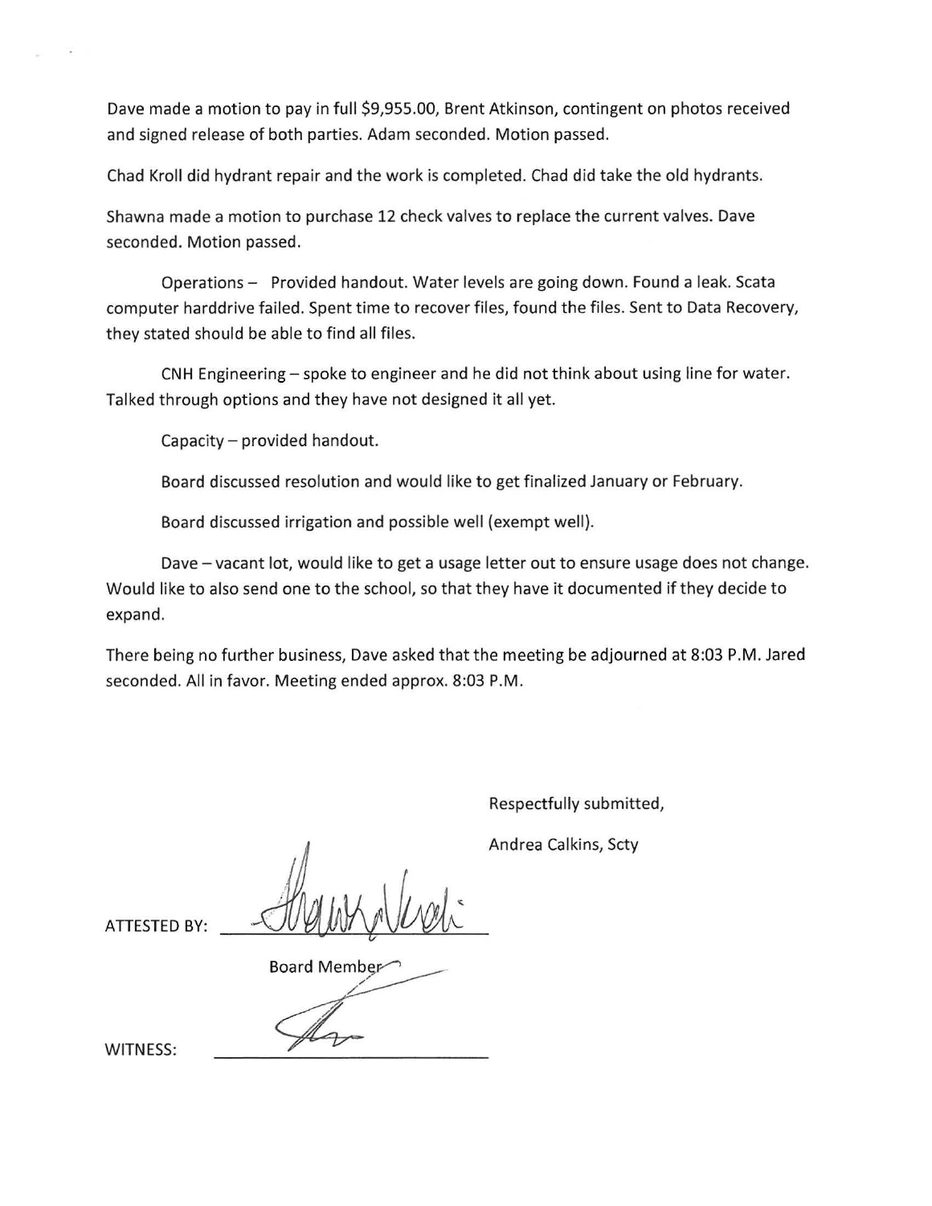Dave made a motion to pay in full $9,955.00, Brent Atkinson, contingent on photos received and signed release of both parties. Adam seconded. Motion passed.

Chad Kroll did hydrant repair and the work is completed. Chad did take the old hydrants.

Shawna made a motion to purchase 12 check valves to replace the current valves. Dave seconded. Motion passed.

Operations – Provided handout. Water levels are going down. Found a leak. Scata computer harddrive failed. Spent time to recover files, found the files. Sent to Data Recovery, they stated should be able to find all files.

CNH Engineering – spoke to engineer and he did not think about using line for water. Talked through options and they have not designed it all yet.

Capacity – provided handout.

Board discussed resolution and would like to get finalized January or February.

Board discussed irrigation and possible well (exempt well).

Dave – vacant lot, would like to get a usage letter out to ensure usage does not change. Would like to also send one to the school, so that they have it documented if they decide to expand.

There being no further business, Dave asked that the meeting be adjourned at 8:03 P.M. Jared seconded. All in favor. Meeting ended approx. 8:03 P.M.

Respectfully submitted,

Andrea Calkins, Scty

ATTESTED BY: ______________________

Board Member

WITNESS: ______________________